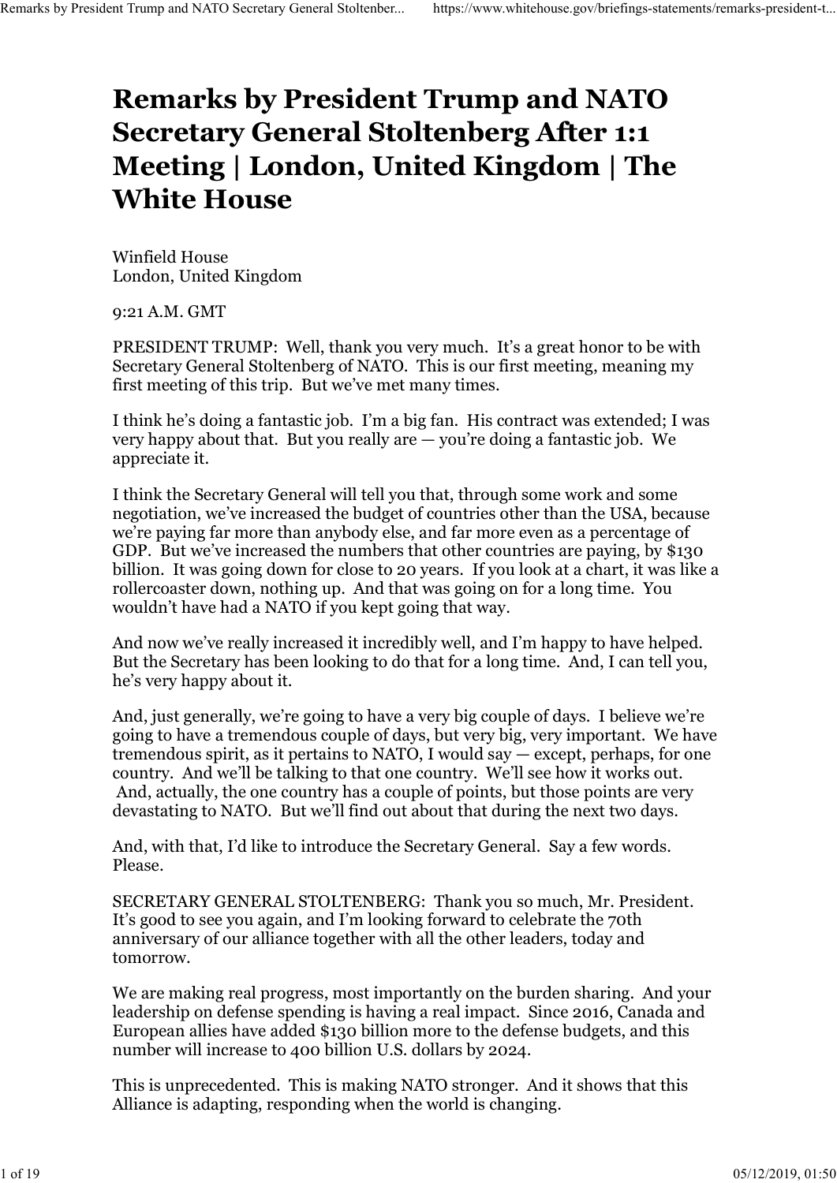# Remarks by President Trump and NATO Secretary General Stoltenberg After 1:1 Meeting | London, United Kingdom | The White House

Winfield House
London, United Kingdom

9:21 A.M. GMT

PRESIDENT TRUMP: Well, thank you very much. It's a great honor to be with Secretary General Stoltenberg of NATO. This is our first meeting, meaning my first meeting of this trip. But we've met many times.

I think he's doing a fantastic job. I'm a big fan. His contract was extended; I was very happy about that. But you really are — you're doing a fantastic job. We appreciate it.

I think the Secretary General will tell you that, through some work and some negotiation, we've increased the budget of countries other than the USA, because we're paying far more than anybody else, and far more even as a percentage of GDP. But we've increased the numbers that other countries are paying, by $130 billion. It was going down for close to 20 years. If you look at a chart, it was like a rollercoaster down, nothing up. And that was going on for a long time. You wouldn't have had a NATO if you kept going that way.

And now we've really increased it incredibly well, and I'm happy to have helped. But the Secretary has been looking to do that for a long time. And, I can tell you, he's very happy about it.

And, just generally, we're going to have a very big couple of days. I believe we're going to have a tremendous couple of days, but very big, very important. We have tremendous spirit, as it pertains to NATO, I would say — except, perhaps, for one country. And we'll be talking to that one country. We'll see how it works out. And, actually, the one country has a couple of points, but those points are very devastating to NATO. But we'll find out about that during the next two days.

And, with that, I'd like to introduce the Secretary General. Say a few words. Please.

SECRETARY GENERAL STOLTENBERG: Thank you so much, Mr. President. It's good to see you again, and I'm looking forward to celebrate the 70th anniversary of our alliance together with all the other leaders, today and tomorrow.

We are making real progress, most importantly on the burden sharing. And your leadership on defense spending is having a real impact. Since 2016, Canada and European allies have added $130 billion more to the defense budgets, and this number will increase to 400 billion U.S. dollars by 2024.

This is unprecedented. This is making NATO stronger. And it shows that this Alliance is adapting, responding when the world is changing.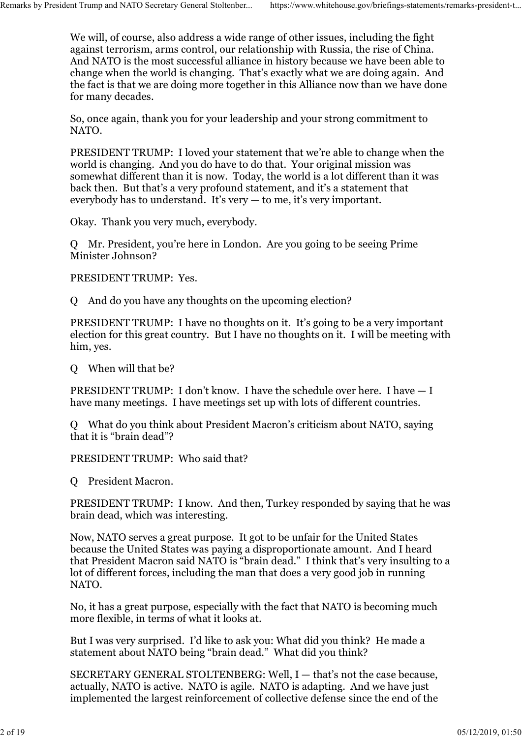We will, of course, also address a wide range of other issues, including the fight against terrorism, arms control, our relationship with Russia, the rise of China. And NATO is the most successful alliance in history because we have been able to change when the world is changing. That's exactly what we are doing again. And the fact is that we are doing more together in this Alliance now than we have done for many decades.

So, once again, thank you for your leadership and your strong commitment to NATO.

PRESIDENT TRUMP: I loved your statement that we're able to change when the world is changing. And you do have to do that. Your original mission was somewhat different than it is now. Today, the world is a lot different than it was back then. But that's a very profound statement, and it's a statement that everybody has to understand. It's very — to me, it's very important.

Okay. Thank you very much, everybody.

Q Mr. President, you're here in London. Are you going to be seeing Prime Minister Johnson?

PRESIDENT TRUMP: Yes.

Q And do you have any thoughts on the upcoming election?

PRESIDENT TRUMP: I have no thoughts on it. It's going to be a very important election for this great country. But I have no thoughts on it. I will be meeting with him, yes.

Q When will that be?

PRESIDENT TRUMP: I don't know. I have the schedule over here. I have — I have many meetings. I have meetings set up with lots of different countries.

Q What do you think about President Macron's criticism about NATO, saying that it is "brain dead"?

PRESIDENT TRUMP: Who said that?

Q President Macron.

PRESIDENT TRUMP: I know. And then, Turkey responded by saying that he was brain dead, which was interesting.

Now, NATO serves a great purpose. It got to be unfair for the United States because the United States was paying a disproportionate amount. And I heard that President Macron said NATO is "brain dead." I think that's very insulting to a lot of different forces, including the man that does a very good job in running NATO.

No, it has a great purpose, especially with the fact that NATO is becoming much more flexible, in terms of what it looks at.

But I was very surprised. I'd like to ask you: What did you think? He made a statement about NATO being "brain dead." What did you think?

SECRETARY GENERAL STOLTENBERG: Well, I — that's not the case because, actually, NATO is active. NATO is agile. NATO is adapting. And we have just implemented the largest reinforcement of collective defense since the end of the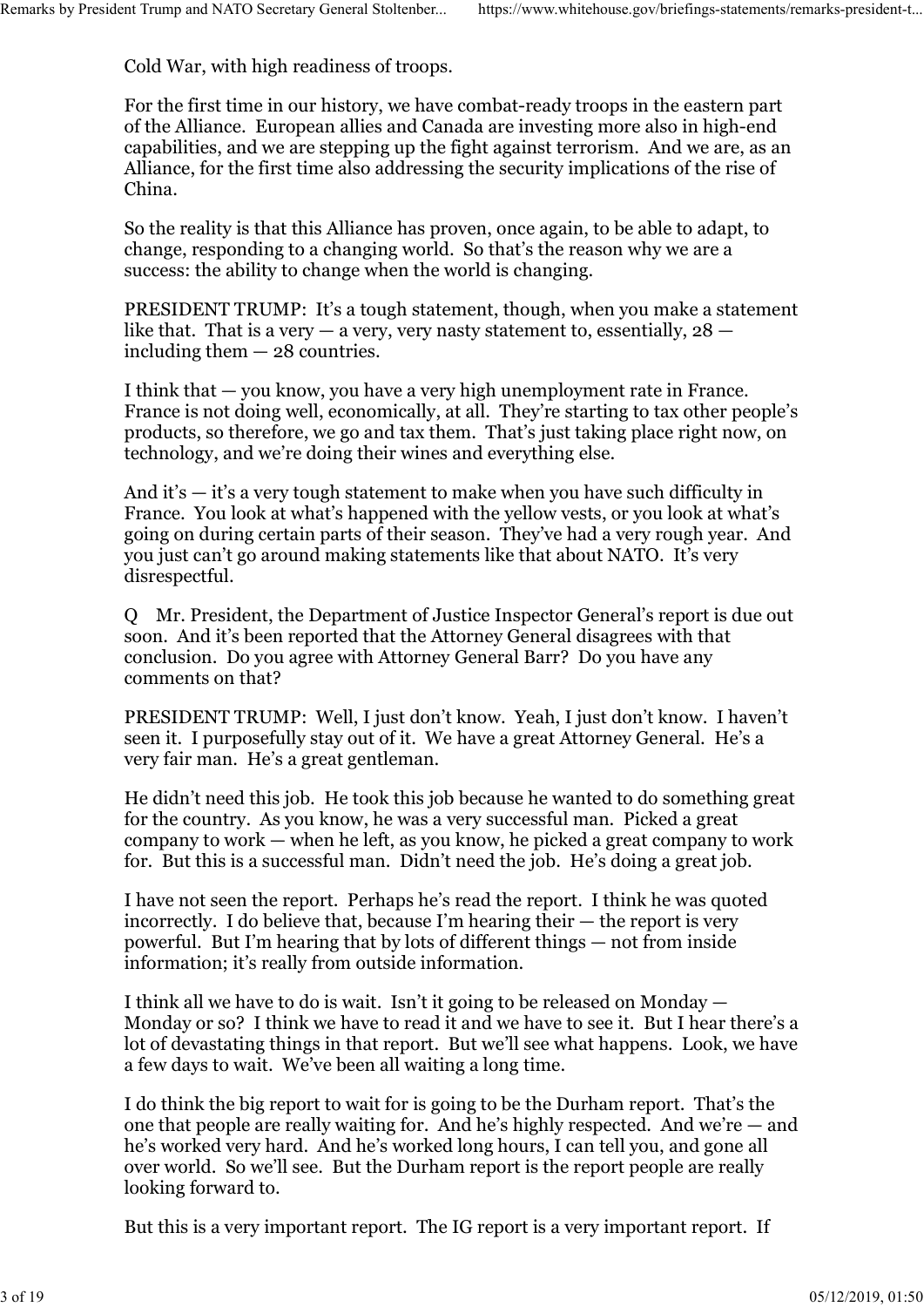Cold War, with high readiness of troops.

For the first time in our history, we have combat-ready troops in the eastern part of the Alliance. European allies and Canada are investing more also in high-end capabilities, and we are stepping up the fight against terrorism. And we are, as an Alliance, for the first time also addressing the security implications of the rise of China.

So the reality is that this Alliance has proven, once again, to be able to adapt, to change, responding to a changing world. So that's the reason why we are a success: the ability to change when the world is changing.

PRESIDENT TRUMP: It's a tough statement, though, when you make a statement like that. That is a very — a very, very nasty statement to, essentially, 28 — including them — 28 countries.

I think that — you know, you have a very high unemployment rate in France. France is not doing well, economically, at all. They're starting to tax other people's products, so therefore, we go and tax them. That's just taking place right now, on technology, and we're doing their wines and everything else.

And it's — it's a very tough statement to make when you have such difficulty in France. You look at what's happened with the yellow vests, or you look at what's going on during certain parts of their season. They've had a very rough year. And you just can't go around making statements like that about NATO. It's very disrespectful.

Q Mr. President, the Department of Justice Inspector General's report is due out soon. And it's been reported that the Attorney General disagrees with that conclusion. Do you agree with Attorney General Barr? Do you have any comments on that?

PRESIDENT TRUMP: Well, I just don't know. Yeah, I just don't know. I haven't seen it. I purposefully stay out of it. We have a great Attorney General. He's a very fair man. He's a great gentleman.

He didn't need this job. He took this job because he wanted to do something great for the country. As you know, he was a very successful man. Picked a great company to work — when he left, as you know, he picked a great company to work for. But this is a successful man. Didn't need the job. He's doing a great job.

I have not seen the report. Perhaps he's read the report. I think he was quoted incorrectly. I do believe that, because I'm hearing their — the report is very powerful. But I'm hearing that by lots of different things — not from inside information; it's really from outside information.

I think all we have to do is wait. Isn't it going to be released on Monday — Monday or so? I think we have to read it and we have to see it. But I hear there's a lot of devastating things in that report. But we'll see what happens. Look, we have a few days to wait. We've been all waiting a long time.

I do think the big report to wait for is going to be the Durham report. That's the one that people are really waiting for. And he's highly respected. And we're — and he's worked very hard. And he's worked long hours, I can tell you, and gone all over world. So we'll see. But the Durham report is the report people are really looking forward to.

But this is a very important report. The IG report is a very important report. If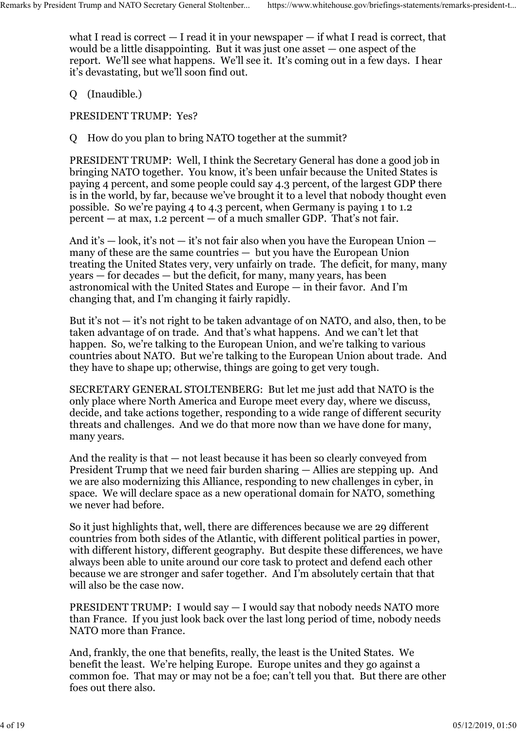what I read is correct — I read it in your newspaper — if what I read is correct, that would be a little disappointing. But it was just one asset — one aspect of the report. We'll see what happens. We'll see it. It's coming out in a few days. I hear it's devastating, but we'll soon find out.

Q (Inaudible.)

PRESIDENT TRUMP: Yes?

Q How do you plan to bring NATO together at the summit?

PRESIDENT TRUMP: Well, I think the Secretary General has done a good job in bringing NATO together. You know, it's been unfair because the United States is paying 4 percent, and some people could say 4.3 percent, of the largest GDP there is in the world, by far, because we've brought it to a level that nobody thought even possible. So we're paying 4 to 4.3 percent, when Germany is paying 1 to 1.2 percent — at max, 1.2 percent — of a much smaller GDP. That's not fair.

And it's — look, it's not — it's not fair also when you have the European Union — many of these are the same countries — but you have the European Union treating the United States very, very unfairly on trade. The deficit, for many, many years — for decades — but the deficit, for many, many years, has been astronomical with the United States and Europe — in their favor. And I'm changing that, and I'm changing it fairly rapidly.

But it's not — it's not right to be taken advantage of on NATO, and also, then, to be taken advantage of on trade. And that's what happens. And we can't let that happen. So, we're talking to the European Union, and we're talking to various countries about NATO. But we're talking to the European Union about trade. And they have to shape up; otherwise, things are going to get very tough.

SECRETARY GENERAL STOLTENBERG: But let me just add that NATO is the only place where North America and Europe meet every day, where we discuss, decide, and take actions together, responding to a wide range of different security threats and challenges. And we do that more now than we have done for many, many years.

And the reality is that — not least because it has been so clearly conveyed from President Trump that we need fair burden sharing — Allies are stepping up. And we are also modernizing this Alliance, responding to new challenges in cyber, in space. We will declare space as a new operational domain for NATO, something we never had before.

So it just highlights that, well, there are differences because we are 29 different countries from both sides of the Atlantic, with different political parties in power, with different history, different geography. But despite these differences, we have always been able to unite around our core task to protect and defend each other because we are stronger and safer together. And I'm absolutely certain that that will also be the case now.

PRESIDENT TRUMP: I would say — I would say that nobody needs NATO more than France. If you just look back over the last long period of time, nobody needs NATO more than France.

And, frankly, the one that benefits, really, the least is the United States. We benefit the least. We're helping Europe. Europe unites and they go against a common foe. That may or may not be a foe; can't tell you that. But there are other foes out there also.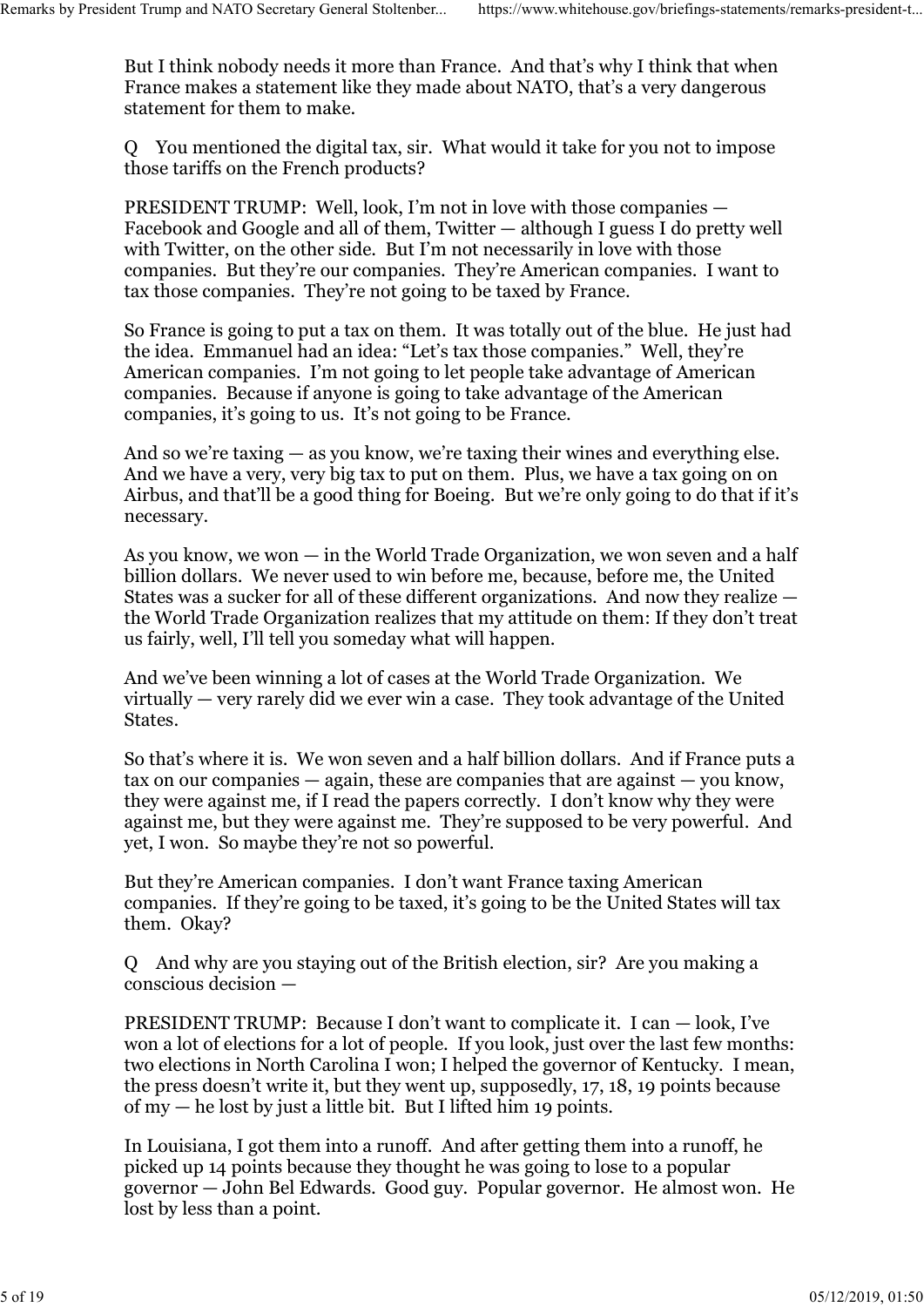But I think nobody needs it more than France. And that's why I think that when France makes a statement like they made about NATO, that's a very dangerous statement for them to make.

Q You mentioned the digital tax, sir. What would it take for you not to impose those tariffs on the French products?

PRESIDENT TRUMP: Well, look, I'm not in love with those companies — Facebook and Google and all of them, Twitter — although I guess I do pretty well with Twitter, on the other side. But I'm not necessarily in love with those companies. But they're our companies. They're American companies. I want to tax those companies. They're not going to be taxed by France.

So France is going to put a tax on them. It was totally out of the blue. He just had the idea. Emmanuel had an idea: "Let's tax those companies." Well, they're American companies. I'm not going to let people take advantage of American companies. Because if anyone is going to take advantage of the American companies, it's going to us. It's not going to be France.

And so we're taxing — as you know, we're taxing their wines and everything else. And we have a very, very big tax to put on them. Plus, we have a tax going on on Airbus, and that'll be a good thing for Boeing. But we're only going to do that if it's necessary.

As you know, we won — in the World Trade Organization, we won seven and a half billion dollars. We never used to win before me, because, before me, the United States was a sucker for all of these different organizations. And now they realize — the World Trade Organization realizes that my attitude on them: If they don't treat us fairly, well, I'll tell you someday what will happen.

And we've been winning a lot of cases at the World Trade Organization. We virtually — very rarely did we ever win a case. They took advantage of the United States.

So that's where it is. We won seven and a half billion dollars. And if France puts a tax on our companies — again, these are companies that are against — you know, they were against me, if I read the papers correctly. I don't know why they were against me, but they were against me. They're supposed to be very powerful. And yet, I won. So maybe they're not so powerful.

But they're American companies. I don't want France taxing American companies. If they're going to be taxed, it's going to be the United States will tax them. Okay?

Q And why are you staying out of the British election, sir? Are you making a conscious decision —

PRESIDENT TRUMP: Because I don't want to complicate it. I can — look, I've won a lot of elections for a lot of people. If you look, just over the last few months: two elections in North Carolina I won; I helped the governor of Kentucky. I mean, the press doesn't write it, but they went up, supposedly, 17, 18, 19 points because of my — he lost by just a little bit. But I lifted him 19 points.

In Louisiana, I got them into a runoff. And after getting them into a runoff, he picked up 14 points because they thought he was going to lose to a popular governor — John Bel Edwards. Good guy. Popular governor. He almost won. He lost by less than a point.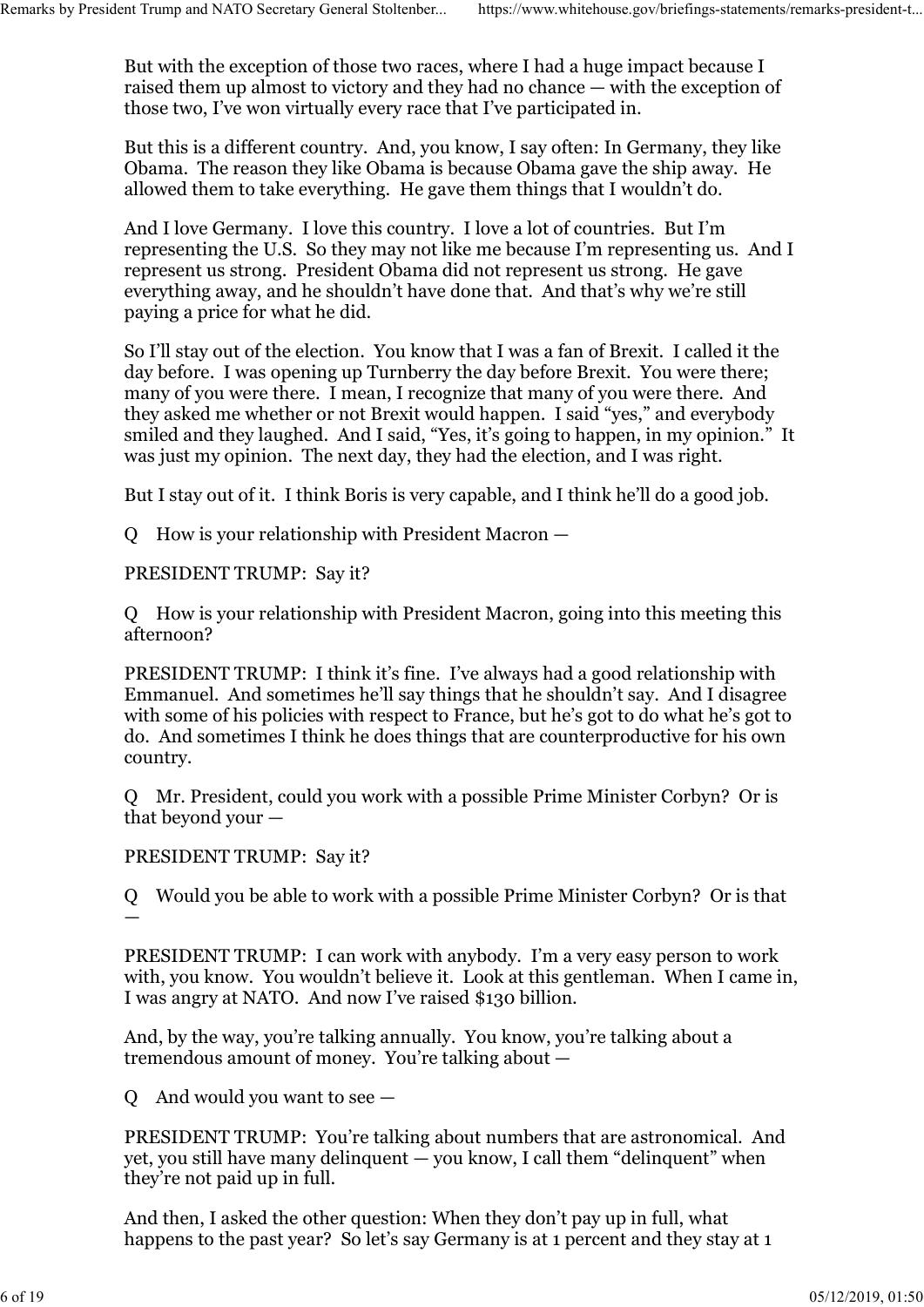But with the exception of those two races, where I had a huge impact because I raised them up almost to victory and they had no chance — with the exception of those two, I've won virtually every race that I've participated in.

But this is a different country. And, you know, I say often: In Germany, they like Obama. The reason they like Obama is because Obama gave the ship away. He allowed them to take everything. He gave them things that I wouldn't do.

And I love Germany. I love this country. I love a lot of countries. But I'm representing the U.S. So they may not like me because I'm representing us. And I represent us strong. President Obama did not represent us strong. He gave everything away, and he shouldn't have done that. And that's why we're still paying a price for what he did.

So I'll stay out of the election. You know that I was a fan of Brexit. I called it the day before. I was opening up Turnberry the day before Brexit. You were there; many of you were there. I mean, I recognize that many of you were there. And they asked me whether or not Brexit would happen. I said "yes," and everybody smiled and they laughed. And I said, "Yes, it's going to happen, in my opinion." It was just my opinion. The next day, they had the election, and I was right.

But I stay out of it. I think Boris is very capable, and I think he'll do a good job.

Q How is your relationship with President Macron —

PRESIDENT TRUMP: Say it?

Q How is your relationship with President Macron, going into this meeting this afternoon?

PRESIDENT TRUMP: I think it's fine. I've always had a good relationship with Emmanuel. And sometimes he'll say things that he shouldn't say. And I disagree with some of his policies with respect to France, but he's got to do what he's got to do. And sometimes I think he does things that are counterproductive for his own country.

Q Mr. President, could you work with a possible Prime Minister Corbyn? Or is that beyond your —

PRESIDENT TRUMP: Say it?

Q Would you be able to work with a possible Prime Minister Corbyn? Or is that —

PRESIDENT TRUMP: I can work with anybody. I'm a very easy person to work with, you know. You wouldn't believe it. Look at this gentleman. When I came in, I was angry at NATO. And now I've raised $130 billion.

And, by the way, you're talking annually. You know, you're talking about a tremendous amount of money. You're talking about —

Q And would you want to see —

PRESIDENT TRUMP: You're talking about numbers that are astronomical. And yet, you still have many delinquent — you know, I call them "delinquent" when they're not paid up in full.

And then, I asked the other question: When they don't pay up in full, what happens to the past year? So let's say Germany is at 1 percent and they stay at 1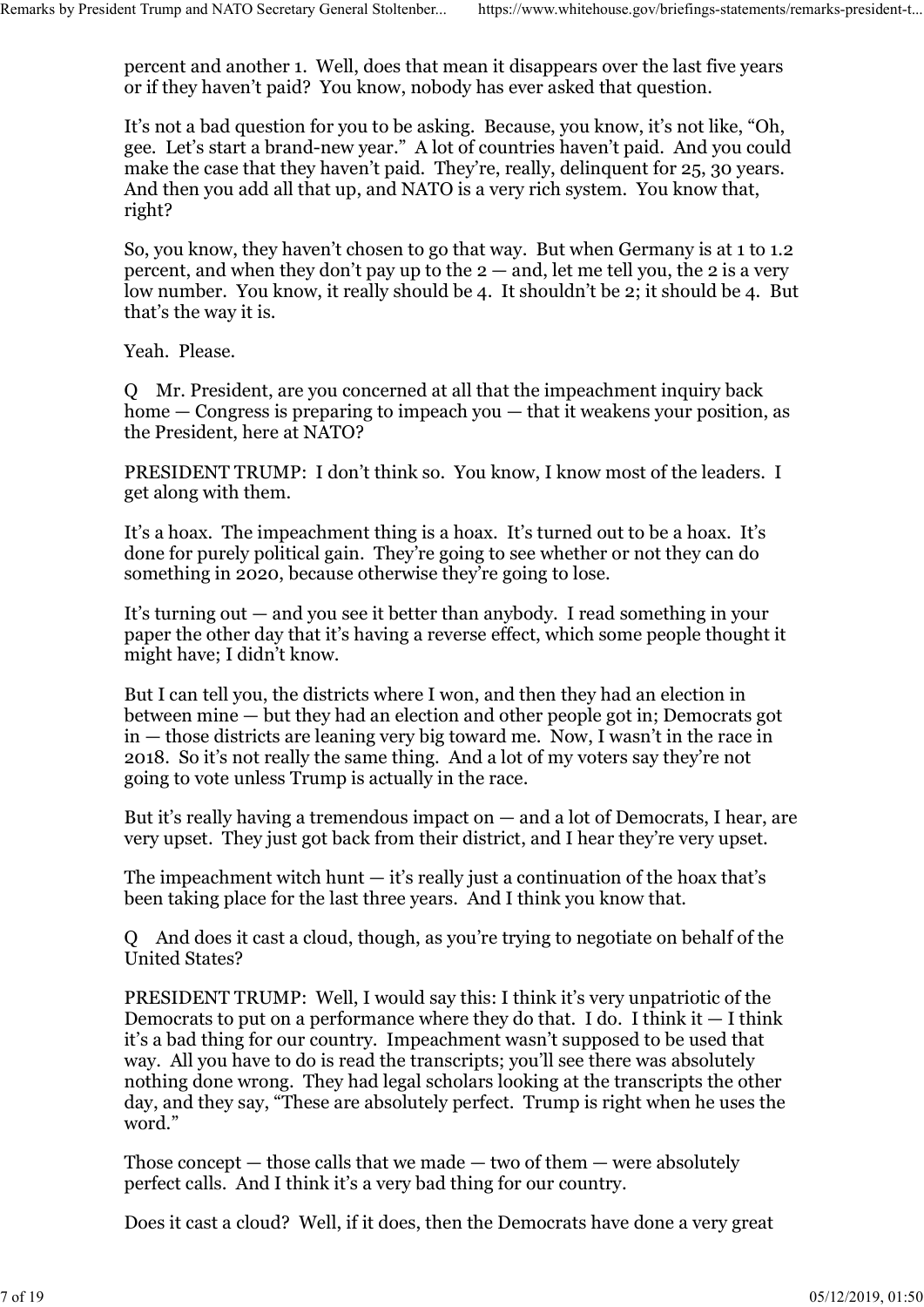percent and another 1. Well, does that mean it disappears over the last five years or if they haven't paid? You know, nobody has ever asked that question.

It's not a bad question for you to be asking. Because, you know, it's not like, "Oh, gee. Let's start a brand-new year." A lot of countries haven't paid. And you could make the case that they haven't paid. They're, really, delinquent for 25, 30 years. And then you add all that up, and NATO is a very rich system. You know that, right?

So, you know, they haven't chosen to go that way. But when Germany is at 1 to 1.2 percent, and when they don't pay up to the 2 — and, let me tell you, the 2 is a very low number. You know, it really should be 4. It shouldn't be 2; it should be 4. But that's the way it is.

Yeah. Please.

Q Mr. President, are you concerned at all that the impeachment inquiry back home — Congress is preparing to impeach you — that it weakens your position, as the President, here at NATO?

PRESIDENT TRUMP: I don't think so. You know, I know most of the leaders. I get along with them.

It's a hoax. The impeachment thing is a hoax. It's turned out to be a hoax. It's done for purely political gain. They're going to see whether or not they can do something in 2020, because otherwise they're going to lose.

It's turning out — and you see it better than anybody. I read something in your paper the other day that it's having a reverse effect, which some people thought it might have; I didn't know.

But I can tell you, the districts where I won, and then they had an election in between mine — but they had an election and other people got in; Democrats got in — those districts are leaning very big toward me. Now, I wasn't in the race in 2018. So it's not really the same thing. And a lot of my voters say they're not going to vote unless Trump is actually in the race.

But it's really having a tremendous impact on — and a lot of Democrats, I hear, are very upset. They just got back from their district, and I hear they're very upset.

The impeachment witch hunt — it's really just a continuation of the hoax that's been taking place for the last three years. And I think you know that.

Q And does it cast a cloud, though, as you're trying to negotiate on behalf of the United States?

PRESIDENT TRUMP: Well, I would say this: I think it's very unpatriotic of the Democrats to put on a performance where they do that. I do. I think it — I think it's a bad thing for our country. Impeachment wasn't supposed to be used that way. All you have to do is read the transcripts; you'll see there was absolutely nothing done wrong. They had legal scholars looking at the transcripts the other day, and they say, "These are absolutely perfect. Trump is right when he uses the word."

Those concept — those calls that we made — two of them — were absolutely perfect calls. And I think it's a very bad thing for our country.

Does it cast a cloud? Well, if it does, then the Democrats have done a very great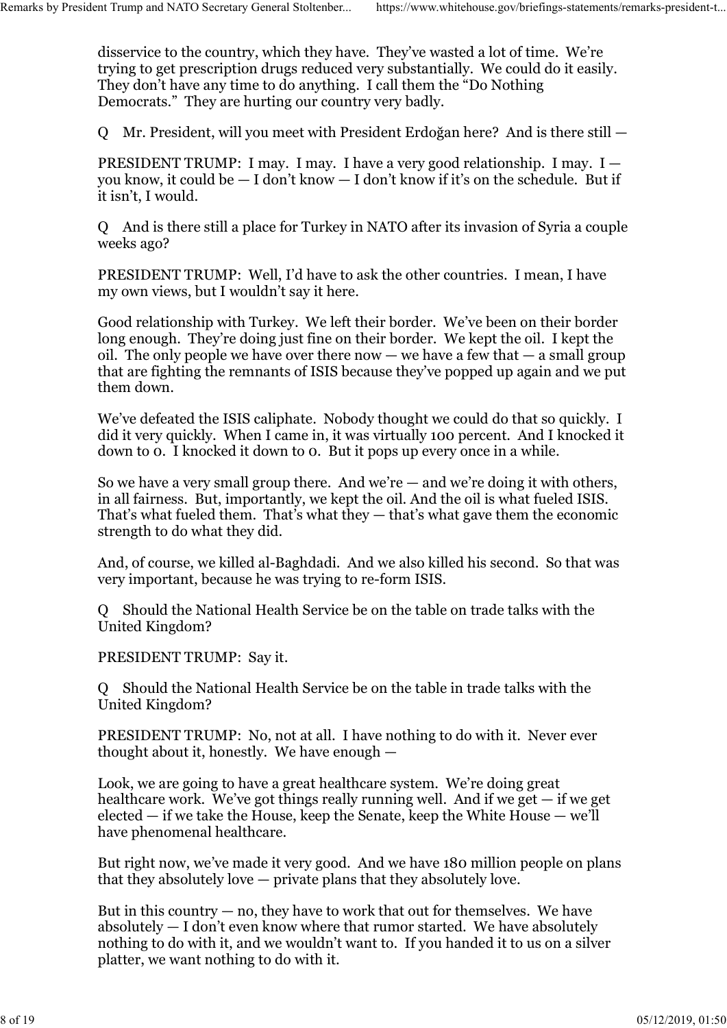disservice to the country, which they have. They've wasted a lot of time. We're trying to get prescription drugs reduced very substantially. We could do it easily. They don't have any time to do anything. I call them the "Do Nothing Democrats." They are hurting our country very badly.

Q Mr. President, will you meet with President Erdoğan here? And is there still —

PRESIDENT TRUMP: I may. I may. I have a very good relationship. I may. I — you know, it could be — I don't know — I don't know if it's on the schedule. But if it isn't, I would.

Q And is there still a place for Turkey in NATO after its invasion of Syria a couple weeks ago?

PRESIDENT TRUMP: Well, I'd have to ask the other countries. I mean, I have my own views, but I wouldn't say it here.

Good relationship with Turkey. We left their border. We've been on their border long enough. They're doing just fine on their border. We kept the oil. I kept the oil. The only people we have over there now — we have a few that — a small group that are fighting the remnants of ISIS because they've popped up again and we put them down.

We've defeated the ISIS caliphate. Nobody thought we could do that so quickly. I did it very quickly. When I came in, it was virtually 100 percent. And I knocked it down to 0. I knocked it down to 0. But it pops up every once in a while.

So we have a very small group there. And we're — and we're doing it with others, in all fairness. But, importantly, we kept the oil. And the oil is what fueled ISIS. That's what fueled them. That's what they — that's what gave them the economic strength to do what they did.

And, of course, we killed al-Baghdadi. And we also killed his second. So that was very important, because he was trying to re-form ISIS.

Q Should the National Health Service be on the table on trade talks with the United Kingdom?

PRESIDENT TRUMP: Say it.

Q Should the National Health Service be on the table in trade talks with the United Kingdom?

PRESIDENT TRUMP: No, not at all. I have nothing to do with it. Never ever thought about it, honestly. We have enough —

Look, we are going to have a great healthcare system. We're doing great healthcare work. We've got things really running well. And if we get — if we get elected — if we take the House, keep the Senate, keep the White House — we'll have phenomenal healthcare.

But right now, we've made it very good. And we have 180 million people on plans that they absolutely love — private plans that they absolutely love.

But in this country — no, they have to work that out for themselves. We have absolutely — I don't even know where that rumor started. We have absolutely nothing to do with it, and we wouldn't want to. If you handed it to us on a silver platter, we want nothing to do with it.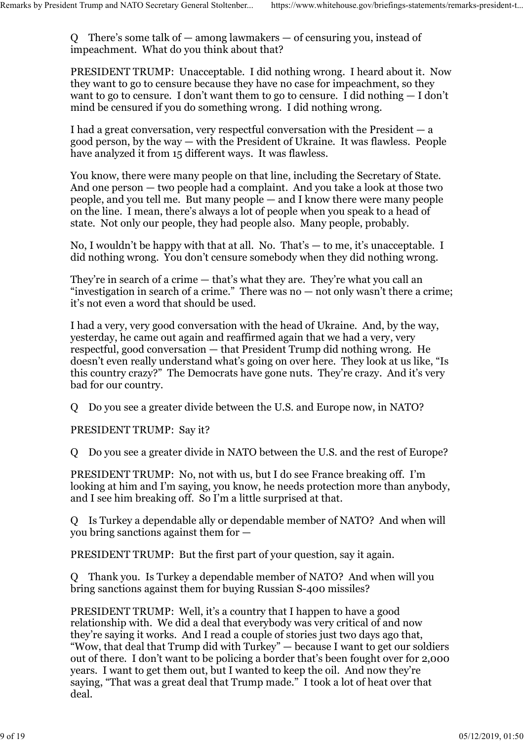Q There's some talk of — among lawmakers — of censuring you, instead of impeachment. What do you think about that?

PRESIDENT TRUMP: Unacceptable. I did nothing wrong. I heard about it. Now they want to go to censure because they have no case for impeachment, so they want to go to censure. I don't want them to go to censure. I did nothing — I don't mind be censured if you do something wrong. I did nothing wrong.

I had a great conversation, very respectful conversation with the President — a good person, by the way — with the President of Ukraine. It was flawless. People have analyzed it from 15 different ways. It was flawless.

You know, there were many people on that line, including the Secretary of State. And one person — two people had a complaint. And you take a look at those two people, and you tell me. But many people — and I know there were many people on the line. I mean, there's always a lot of people when you speak to a head of state. Not only our people, they had people also. Many people, probably.

No, I wouldn't be happy with that at all. No. That's — to me, it's unacceptable. I did nothing wrong. You don't censure somebody when they did nothing wrong.

They're in search of a crime — that's what they are. They're what you call an "investigation in search of a crime." There was no — not only wasn't there a crime; it's not even a word that should be used.

I had a very, very good conversation with the head of Ukraine. And, by the way, yesterday, he came out again and reaffirmed again that we had a very, very respectful, good conversation — that President Trump did nothing wrong. He doesn't even really understand what's going on over here. They look at us like, "Is this country crazy?" The Democrats have gone nuts. They're crazy. And it's very bad for our country.

Q Do you see a greater divide between the U.S. and Europe now, in NATO?

PRESIDENT TRUMP: Say it?

Q Do you see a greater divide in NATO between the U.S. and the rest of Europe?

PRESIDENT TRUMP: No, not with us, but I do see France breaking off. I'm looking at him and I'm saying, you know, he needs protection more than anybody, and I see him breaking off. So I'm a little surprised at that.

Q Is Turkey a dependable ally or dependable member of NATO? And when will you bring sanctions against them for —

PRESIDENT TRUMP: But the first part of your question, say it again.

Q Thank you. Is Turkey a dependable member of NATO? And when will you bring sanctions against them for buying Russian S-400 missiles?

PRESIDENT TRUMP: Well, it's a country that I happen to have a good relationship with. We did a deal that everybody was very critical of and now they're saying it works. And I read a couple of stories just two days ago that, "Wow, that deal that Trump did with Turkey" — because I want to get our soldiers out of there. I don't want to be policing a border that's been fought over for 2,000 years. I want to get them out, but I wanted to keep the oil. And now they're saying, "That was a great deal that Trump made." I took a lot of heat over that deal.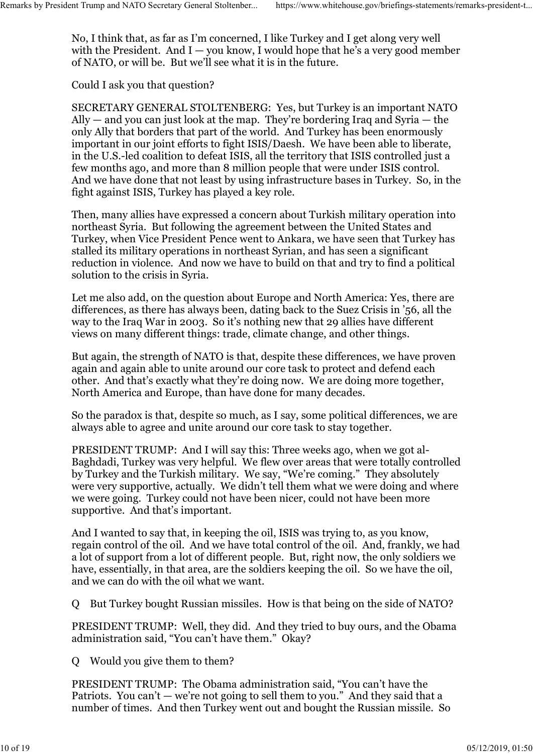No, I think that, as far as I'm concerned, I like Turkey and I get along very well with the President. And I — you know, I would hope that he's a very good member of NATO, or will be. But we'll see what it is in the future.

Could I ask you that question?

SECRETARY GENERAL STOLTENBERG: Yes, but Turkey is an important NATO Ally — and you can just look at the map. They're bordering Iraq and Syria — the only Ally that borders that part of the world. And Turkey has been enormously important in our joint efforts to fight ISIS/Daesh. We have been able to liberate, in the U.S.-led coalition to defeat ISIS, all the territory that ISIS controlled just a few months ago, and more than 8 million people that were under ISIS control. And we have done that not least by using infrastructure bases in Turkey. So, in the fight against ISIS, Turkey has played a key role.

Then, many allies have expressed a concern about Turkish military operation into northeast Syria. But following the agreement between the United States and Turkey, when Vice President Pence went to Ankara, we have seen that Turkey has stalled its military operations in northeast Syrian, and has seen a significant reduction in violence. And now we have to build on that and try to find a political solution to the crisis in Syria.

Let me also add, on the question about Europe and North America: Yes, there are differences, as there has always been, dating back to the Suez Crisis in '56, all the way to the Iraq War in 2003. So it's nothing new that 29 allies have different views on many different things: trade, climate change, and other things.

But again, the strength of NATO is that, despite these differences, we have proven again and again able to unite around our core task to protect and defend each other. And that's exactly what they're doing now. We are doing more together, North America and Europe, than have done for many decades.

So the paradox is that, despite so much, as I say, some political differences, we are always able to agree and unite around our core task to stay together.

PRESIDENT TRUMP: And I will say this: Three weeks ago, when we got al-Baghdadi, Turkey was very helpful. We flew over areas that were totally controlled by Turkey and the Turkish military. We say, "We're coming." They absolutely were very supportive, actually. We didn't tell them what we were doing and where we were going. Turkey could not have been nicer, could not have been more supportive. And that's important.

And I wanted to say that, in keeping the oil, ISIS was trying to, as you know, regain control of the oil. And we have total control of the oil. And, frankly, we had a lot of support from a lot of different people. But, right now, the only soldiers we have, essentially, in that area, are the soldiers keeping the oil. So we have the oil, and we can do with the oil what we want.

Q But Turkey bought Russian missiles. How is that being on the side of NATO?

PRESIDENT TRUMP: Well, they did. And they tried to buy ours, and the Obama administration said, "You can't have them." Okay?

Q Would you give them to them?

PRESIDENT TRUMP: The Obama administration said, "You can't have the Patriots. You can't — we're not going to sell them to you." And they said that a number of times. And then Turkey went out and bought the Russian missile. So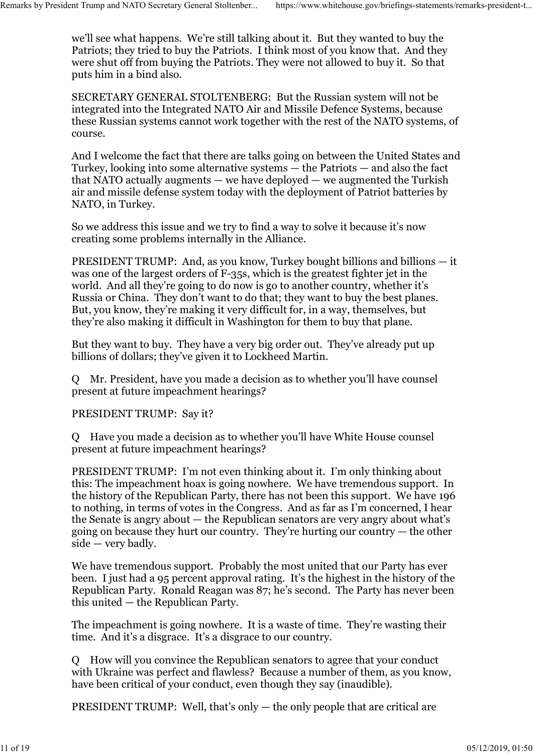we'll see what happens. We're still talking about it. But they wanted to buy the Patriots; they tried to buy the Patriots. I think most of you know that. And they were shut off from buying the Patriots. They were not allowed to buy it. So that puts him in a bind also.

SECRETARY GENERAL STOLTENBERG: But the Russian system will not be integrated into the Integrated NATO Air and Missile Defence Systems, because these Russian systems cannot work together with the rest of the NATO systems, of course.

And I welcome the fact that there are talks going on between the United States and Turkey, looking into some alternative systems — the Patriots — and also the fact that NATO actually augments — we have deployed — we augmented the Turkish air and missile defense system today with the deployment of Patriot batteries by NATO, in Turkey.

So we address this issue and we try to find a way to solve it because it's now creating some problems internally in the Alliance.

PRESIDENT TRUMP: And, as you know, Turkey bought billions and billions — it was one of the largest orders of F-35s, which is the greatest fighter jet in the world. And all they're going to do now is go to another country, whether it's Russia or China. They don't want to do that; they want to buy the best planes. But, you know, they're making it very difficult for, in a way, themselves, but they're also making it difficult in Washington for them to buy that plane.

But they want to buy. They have a very big order out. They've already put up billions of dollars; they've given it to Lockheed Martin.

Q Mr. President, have you made a decision as to whether you'll have counsel present at future impeachment hearings?

PRESIDENT TRUMP: Say it?

Q Have you made a decision as to whether you'll have White House counsel present at future impeachment hearings?

PRESIDENT TRUMP: I'm not even thinking about it. I'm only thinking about this: The impeachment hoax is going nowhere. We have tremendous support. In the history of the Republican Party, there has not been this support. We have 196 to nothing, in terms of votes in the Congress. And as far as I'm concerned, I hear the Senate is angry about — the Republican senators are very angry about what's going on because they hurt our country. They're hurting our country — the other side — very badly.

We have tremendous support. Probably the most united that our Party has ever been. I just had a 95 percent approval rating. It's the highest in the history of the Republican Party. Ronald Reagan was 87; he's second. The Party has never been this united — the Republican Party.

The impeachment is going nowhere. It is a waste of time. They're wasting their time. And it's a disgrace. It's a disgrace to our country.

Q How will you convince the Republican senators to agree that your conduct with Ukraine was perfect and flawless? Because a number of them, as you know, have been critical of your conduct, even though they say (inaudible).

PRESIDENT TRUMP: Well, that's only — the only people that are critical are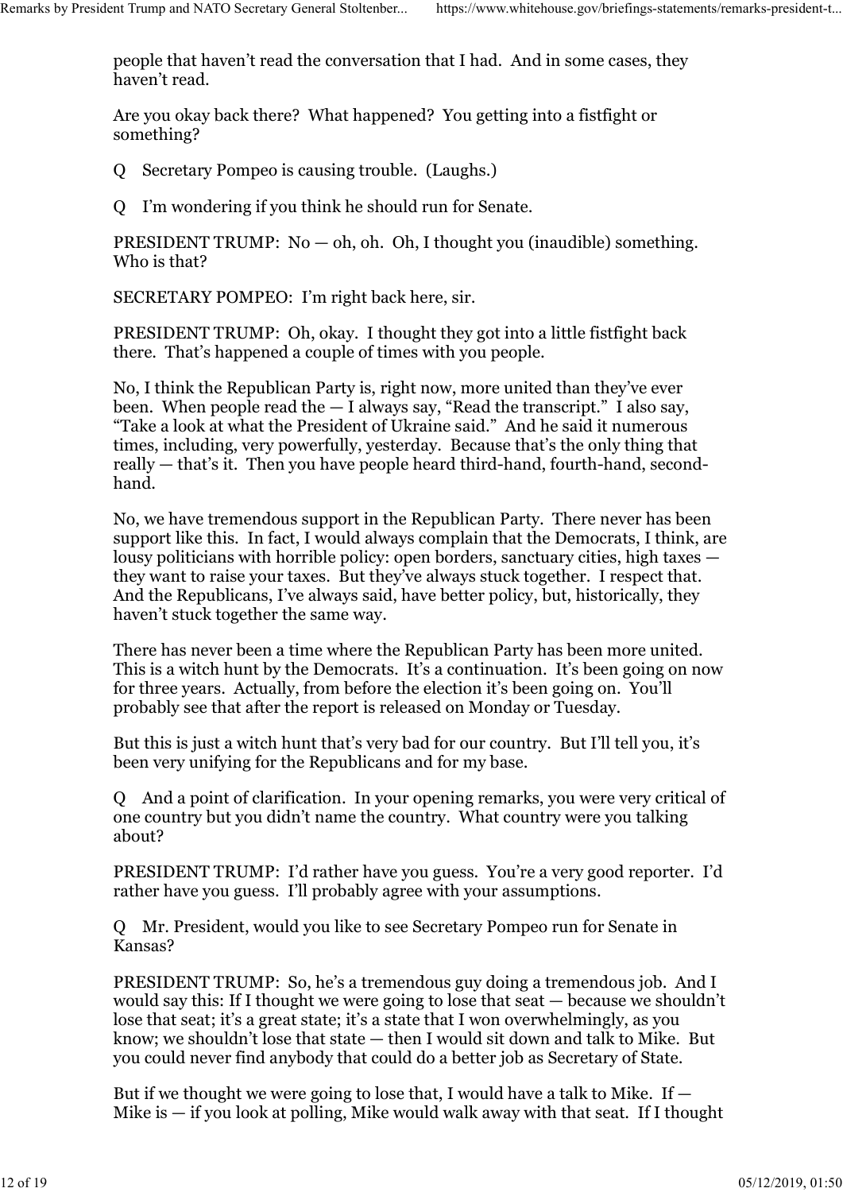people that haven't read the conversation that I had. And in some cases, they haven't read.

Are you okay back there? What happened? You getting into a fistfight or something?

Q Secretary Pompeo is causing trouble. (Laughs.)

Q I'm wondering if you think he should run for Senate.

PRESIDENT TRUMP: No — oh, oh. Oh, I thought you (inaudible) something. Who is that?

SECRETARY POMPEO: I'm right back here, sir.

PRESIDENT TRUMP: Oh, okay. I thought they got into a little fistfight back there. That's happened a couple of times with you people.

No, I think the Republican Party is, right now, more united than they've ever been. When people read the — I always say, "Read the transcript." I also say, "Take a look at what the President of Ukraine said." And he said it numerous times, including, very powerfully, yesterday. Because that's the only thing that really — that's it. Then you have people heard third-hand, fourth-hand, second-hand.

No, we have tremendous support in the Republican Party. There never has been support like this. In fact, I would always complain that the Democrats, I think, are lousy politicians with horrible policy: open borders, sanctuary cities, high taxes — they want to raise your taxes. But they've always stuck together. I respect that. And the Republicans, I've always said, have better policy, but, historically, they haven't stuck together the same way.

There has never been a time where the Republican Party has been more united. This is a witch hunt by the Democrats. It's a continuation. It's been going on now for three years. Actually, from before the election it's been going on. You'll probably see that after the report is released on Monday or Tuesday.

But this is just a witch hunt that's very bad for our country. But I'll tell you, it's been very unifying for the Republicans and for my base.

Q And a point of clarification. In your opening remarks, you were very critical of one country but you didn't name the country. What country were you talking about?

PRESIDENT TRUMP: I'd rather have you guess. You're a very good reporter. I'd rather have you guess. I'll probably agree with your assumptions.

Q Mr. President, would you like to see Secretary Pompeo run for Senate in Kansas?

PRESIDENT TRUMP: So, he's a tremendous guy doing a tremendous job. And I would say this: If I thought we were going to lose that seat — because we shouldn't lose that seat; it's a great state; it's a state that I won overwhelmingly, as you know; we shouldn't lose that state — then I would sit down and talk to Mike. But you could never find anybody that could do a better job as Secretary of State.

But if we thought we were going to lose that, I would have a talk to Mike. If — Mike is — if you look at polling, Mike would walk away with that seat. If I thought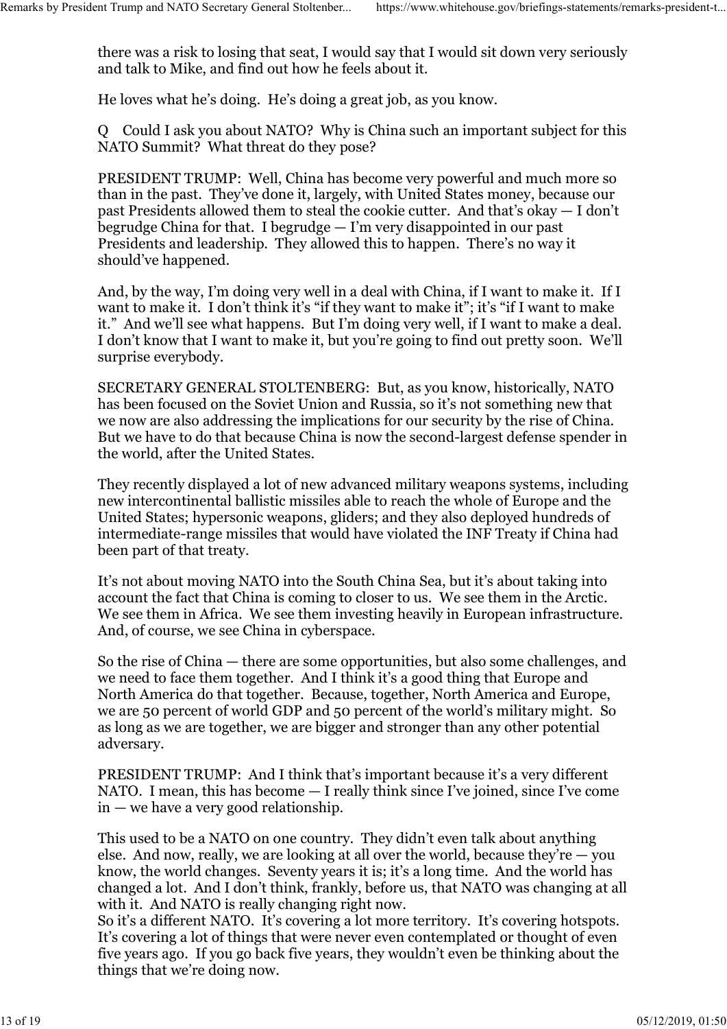there was a risk to losing that seat, I would say that I would sit down very seriously and talk to Mike, and find out how he feels about it.

He loves what he's doing. He's doing a great job, as you know.

Q Could I ask you about NATO? Why is China such an important subject for this NATO Summit? What threat do they pose?

PRESIDENT TRUMP: Well, China has become very powerful and much more so than in the past. They've done it, largely, with United States money, because our past Presidents allowed them to steal the cookie cutter. And that's okay — I don't begrudge China for that. I begrudge — I'm very disappointed in our past Presidents and leadership. They allowed this to happen. There's no way it should've happened.

And, by the way, I'm doing very well in a deal with China, if I want to make it. If I want to make it. I don't think it's "if they want to make it"; it's "if I want to make it." And we'll see what happens. But I'm doing very well, if I want to make a deal. I don't know that I want to make it, but you're going to find out pretty soon. We'll surprise everybody.

SECRETARY GENERAL STOLTENBERG: But, as you know, historically, NATO has been focused on the Soviet Union and Russia, so it's not something new that we now are also addressing the implications for our security by the rise of China. But we have to do that because China is now the second-largest defense spender in the world, after the United States.

They recently displayed a lot of new advanced military weapons systems, including new intercontinental ballistic missiles able to reach the whole of Europe and the United States; hypersonic weapons, gliders; and they also deployed hundreds of intermediate-range missiles that would have violated the INF Treaty if China had been part of that treaty.

It's not about moving NATO into the South China Sea, but it's about taking into account the fact that China is coming to closer to us. We see them in the Arctic. We see them in Africa. We see them investing heavily in European infrastructure. And, of course, we see China in cyberspace.

So the rise of China — there are some opportunities, but also some challenges, and we need to face them together. And I think it's a good thing that Europe and North America do that together. Because, together, North America and Europe, we are 50 percent of world GDP and 50 percent of the world's military might. So as long as we are together, we are bigger and stronger than any other potential adversary.

PRESIDENT TRUMP: And I think that's important because it's a very different NATO. I mean, this has become — I really think since I've joined, since I've come in — we have a very good relationship.

This used to be a NATO on one country. They didn't even talk about anything else. And now, really, we are looking at all over the world, because they're — you know, the world changes. Seventy years it is; it's a long time. And the world has changed a lot. And I don't think, frankly, before us, that NATO was changing at all with it. And NATO is really changing right now.

So it's a different NATO. It's covering a lot more territory. It's covering hotspots. It's covering a lot of things that were never even contemplated or thought of even five years ago. If you go back five years, they wouldn't even be thinking about the things that we're doing now.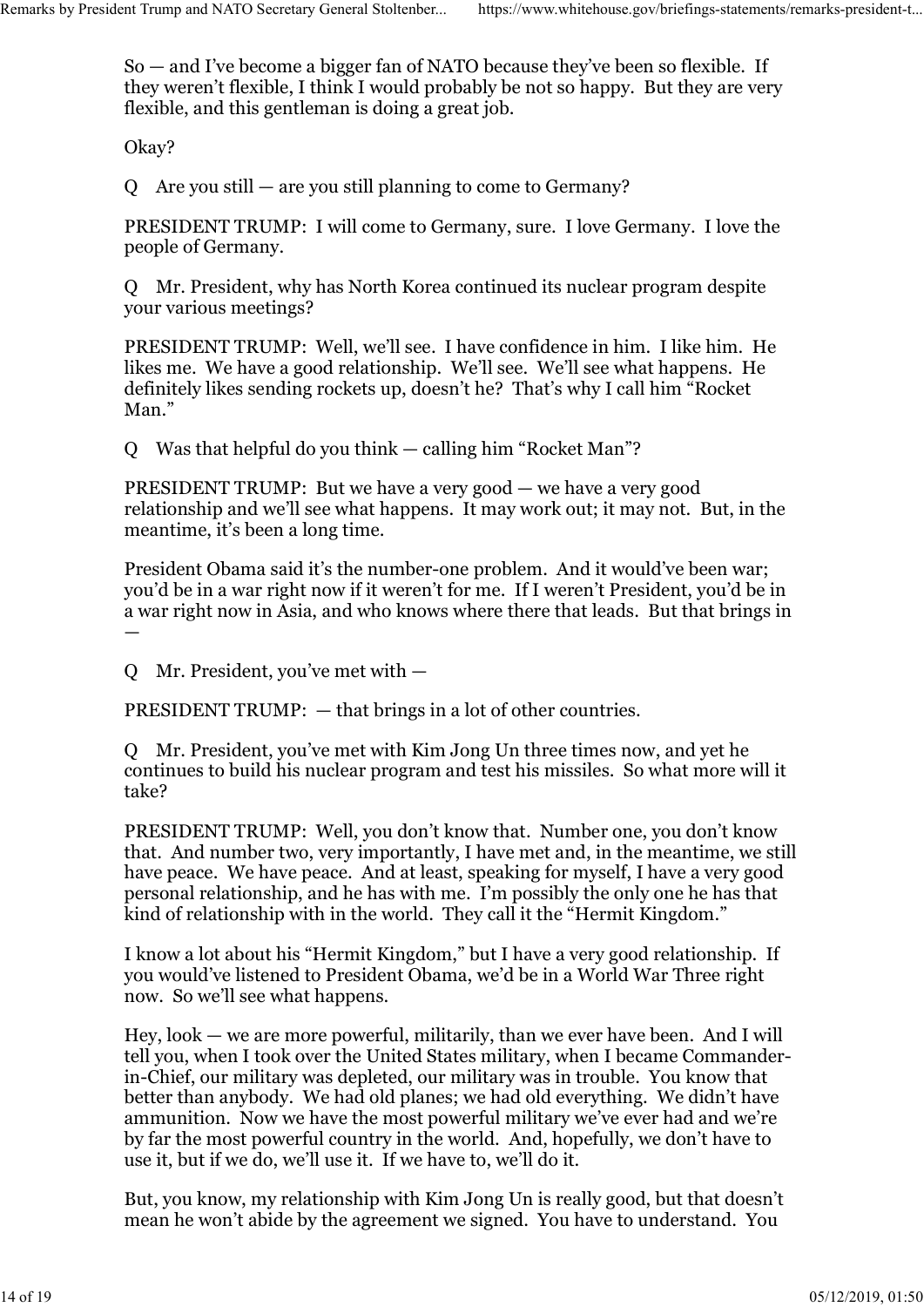So — and I've become a bigger fan of NATO because they've been so flexible. If they weren't flexible, I think I would probably be not so happy. But they are very flexible, and this gentleman is doing a great job.

Okay?

Q Are you still — are you still planning to come to Germany?

PRESIDENT TRUMP: I will come to Germany, sure. I love Germany. I love the people of Germany.

Q Mr. President, why has North Korea continued its nuclear program despite your various meetings?

PRESIDENT TRUMP: Well, we'll see. I have confidence in him. I like him. He likes me. We have a good relationship. We'll see. We'll see what happens. He definitely likes sending rockets up, doesn't he? That's why I call him "Rocket Man."

Q Was that helpful do you think — calling him "Rocket Man"?

PRESIDENT TRUMP: But we have a very good — we have a very good relationship and we'll see what happens. It may work out; it may not. But, in the meantime, it's been a long time.

President Obama said it's the number-one problem. And it would've been war; you'd be in a war right now if it weren't for me. If I weren't President, you'd be in a war right now in Asia, and who knows where there that leads. But that brings in —

Q Mr. President, you've met with —

PRESIDENT TRUMP: — that brings in a lot of other countries.

Q Mr. President, you've met with Kim Jong Un three times now, and yet he continues to build his nuclear program and test his missiles. So what more will it take?

PRESIDENT TRUMP: Well, you don't know that. Number one, you don't know that. And number two, very importantly, I have met and, in the meantime, we still have peace. We have peace. And at least, speaking for myself, I have a very good personal relationship, and he has with me. I'm possibly the only one he has that kind of relationship with in the world. They call it the "Hermit Kingdom."

I know a lot about his "Hermit Kingdom," but I have a very good relationship. If you would've listened to President Obama, we'd be in a World War Three right now. So we'll see what happens.

Hey, look — we are more powerful, militarily, than we ever have been. And I will tell you, when I took over the United States military, when I became Commander-in-Chief, our military was depleted, our military was in trouble. You know that better than anybody. We had old planes; we had old everything. We didn't have ammunition. Now we have the most powerful military we've ever had and we're by far the most powerful country in the world. And, hopefully, we don't have to use it, but if we do, we'll use it. If we have to, we'll do it.

But, you know, my relationship with Kim Jong Un is really good, but that doesn't mean he won't abide by the agreement we signed. You have to understand. You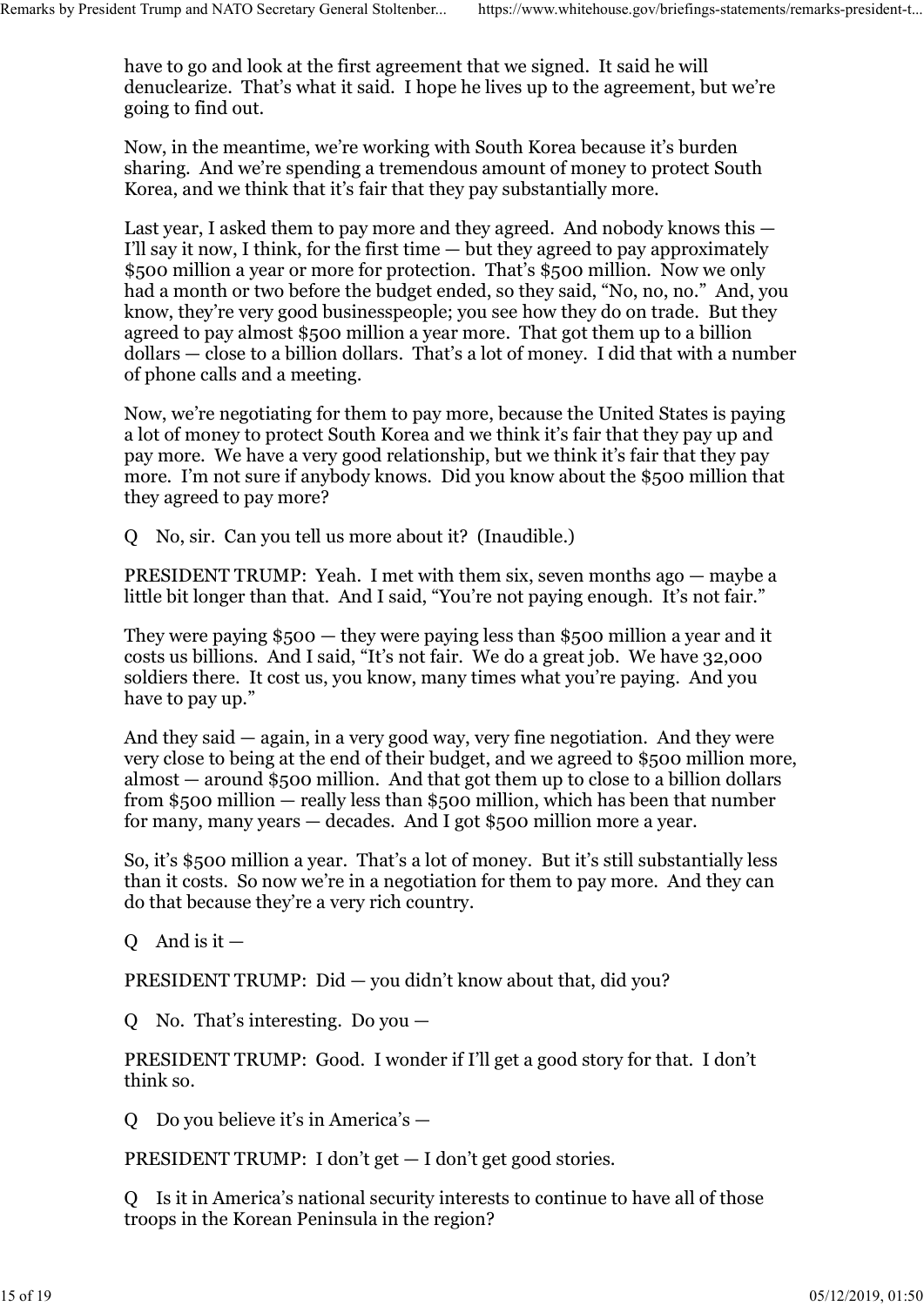have to go and look at the first agreement that we signed. It said he will denuclearize. That's what it said. I hope he lives up to the agreement, but we're going to find out.

Now, in the meantime, we're working with South Korea because it's burden sharing. And we're spending a tremendous amount of money to protect South Korea, and we think that it's fair that they pay substantially more.

Last year, I asked them to pay more and they agreed. And nobody knows this — I'll say it now, I think, for the first time — but they agreed to pay approximately $500 million a year or more for protection. That's $500 million. Now we only had a month or two before the budget ended, so they said, "No, no, no." And, you know, they're very good businesspeople; you see how they do on trade. But they agreed to pay almost $500 million a year more. That got them up to a billion dollars — close to a billion dollars. That's a lot of money. I did that with a number of phone calls and a meeting.

Now, we're negotiating for them to pay more, because the United States is paying a lot of money to protect South Korea and we think it's fair that they pay up and pay more. We have a very good relationship, but we think it's fair that they pay more. I'm not sure if anybody knows. Did you know about the $500 million that they agreed to pay more?

Q No, sir. Can you tell us more about it? (Inaudible.)

PRESIDENT TRUMP: Yeah. I met with them six, seven months ago — maybe a little bit longer than that. And I said, "You're not paying enough. It's not fair."

They were paying $500 — they were paying less than $500 million a year and it costs us billions. And I said, "It's not fair. We do a great job. We have 32,000 soldiers there. It cost us, you know, many times what you're paying. And you have to pay up."

And they said — again, in a very good way, very fine negotiation. And they were very close to being at the end of their budget, and we agreed to $500 million more, almost — around $500 million. And that got them up to close to a billion dollars from $500 million — really less than $500 million, which has been that number for many, many years — decades. And I got $500 million more a year.

So, it's $500 million a year. That's a lot of money. But it's still substantially less than it costs. So now we're in a negotiation for them to pay more. And they can do that because they're a very rich country.

Q And is it —

PRESIDENT TRUMP: Did — you didn't know about that, did you?

Q No. That's interesting. Do you —

PRESIDENT TRUMP: Good. I wonder if I'll get a good story for that. I don't think so.

Q Do you believe it's in America's —

PRESIDENT TRUMP: I don't get — I don't get good stories.

Q Is it in America's national security interests to continue to have all of those troops in the Korean Peninsula in the region?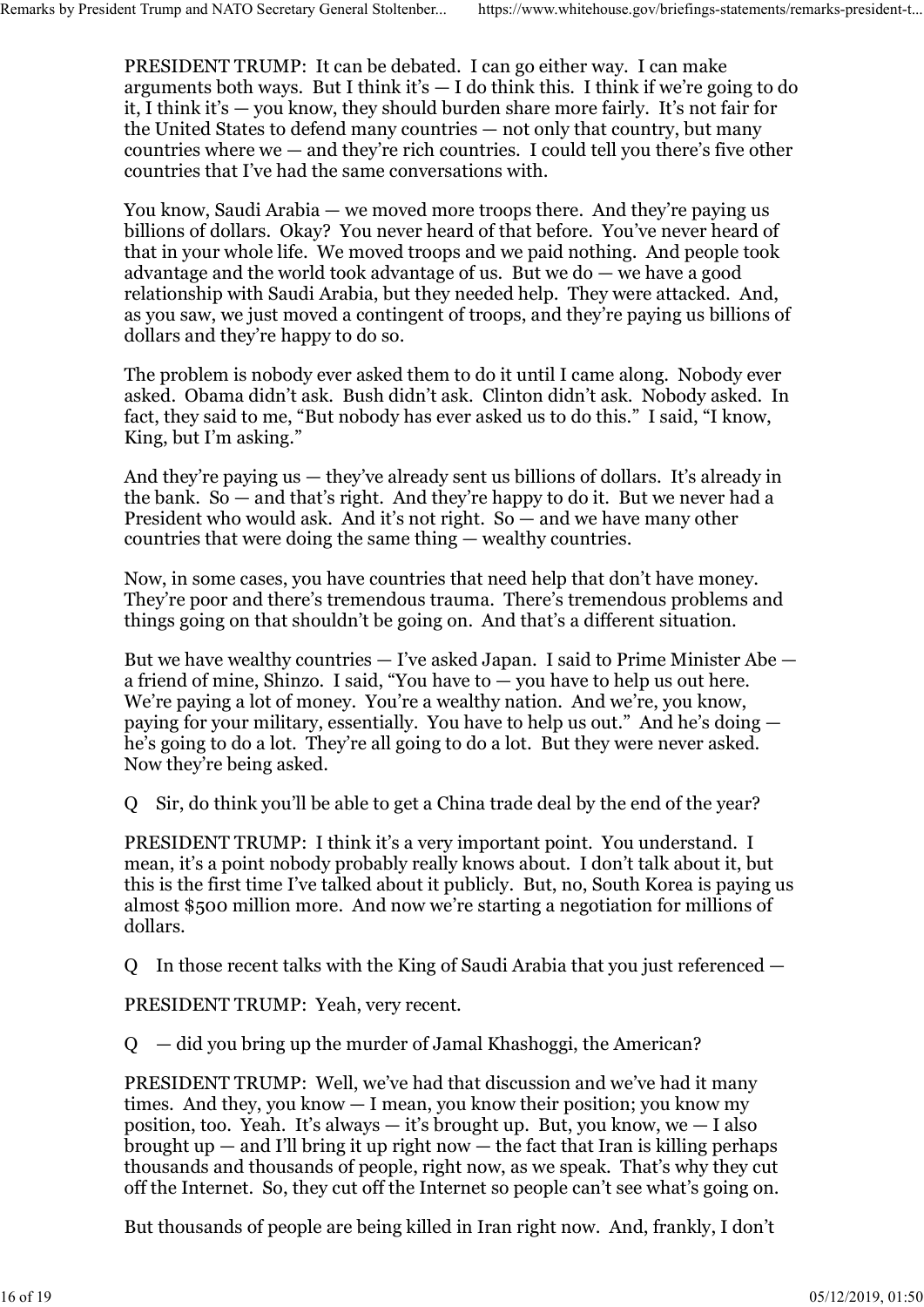PRESIDENT TRUMP: It can be debated. I can go either way. I can make arguments both ways. But I think it's — I do think this. I think if we're going to do it, I think it's — you know, they should burden share more fairly. It's not fair for the United States to defend many countries — not only that country, but many countries where we — and they're rich countries. I could tell you there's five other countries that I've had the same conversations with.

You know, Saudi Arabia — we moved more troops there. And they're paying us billions of dollars. Okay? You never heard of that before. You've never heard of that in your whole life. We moved troops and we paid nothing. And people took advantage and the world took advantage of us. But we do — we have a good relationship with Saudi Arabia, but they needed help. They were attacked. And, as you saw, we just moved a contingent of troops, and they're paying us billions of dollars and they're happy to do so.

The problem is nobody ever asked them to do it until I came along. Nobody ever asked. Obama didn't ask. Bush didn't ask. Clinton didn't ask. Nobody asked. In fact, they said to me, "But nobody has ever asked us to do this." I said, "I know, King, but I'm asking."

And they're paying us — they've already sent us billions of dollars. It's already in the bank. So — and that's right. And they're happy to do it. But we never had a President who would ask. And it's not right. So — and we have many other countries that were doing the same thing — wealthy countries.

Now, in some cases, you have countries that need help that don't have money. They're poor and there's tremendous trauma. There's tremendous problems and things going on that shouldn't be going on. And that's a different situation.

But we have wealthy countries — I've asked Japan. I said to Prime Minister Abe — a friend of mine, Shinzo. I said, "You have to — you have to help us out here. We're paying a lot of money. You're a wealthy nation. And we're, you know, paying for your military, essentially. You have to help us out." And he's doing — he's going to do a lot. They're all going to do a lot. But they were never asked. Now they're being asked.

Q Sir, do think you'll be able to get a China trade deal by the end of the year?

PRESIDENT TRUMP: I think it's a very important point. You understand. I mean, it's a point nobody probably really knows about. I don't talk about it, but this is the first time I've talked about it publicly. But, no, South Korea is paying us almost $500 million more. And now we're starting a negotiation for millions of dollars.

Q In those recent talks with the King of Saudi Arabia that you just referenced —

PRESIDENT TRUMP: Yeah, very recent.

Q — did you bring up the murder of Jamal Khashoggi, the American?

PRESIDENT TRUMP: Well, we've had that discussion and we've had it many times. And they, you know — I mean, you know their position; you know my position, too. Yeah. It's always — it's brought up. But, you know, we — I also brought up — and I'll bring it up right now — the fact that Iran is killing perhaps thousands and thousands of people, right now, as we speak. That's why they cut off the Internet. So, they cut off the Internet so people can't see what's going on.

But thousands of people are being killed in Iran right now. And, frankly, I don't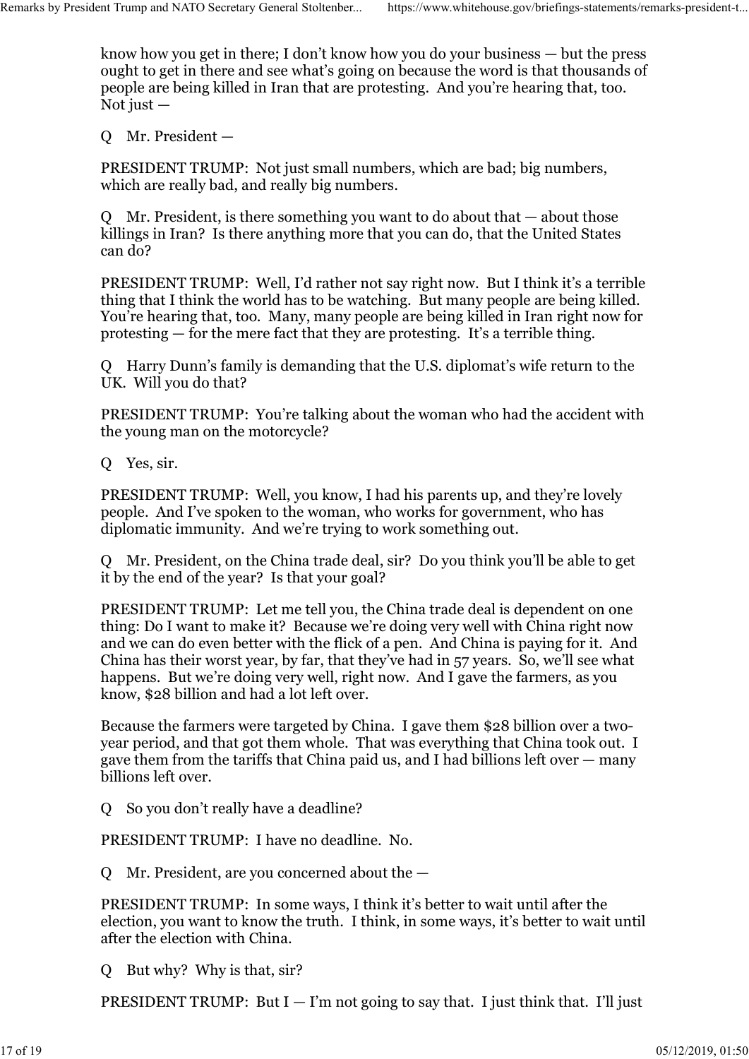know how you get in there; I don't know how you do your business — but the press ought to get in there and see what's going on because the word is that thousands of people are being killed in Iran that are protesting. And you're hearing that, too. Not just —

Q Mr. President —

PRESIDENT TRUMP: Not just small numbers, which are bad; big numbers, which are really bad, and really big numbers.

Q Mr. President, is there something you want to do about that — about those killings in Iran? Is there anything more that you can do, that the United States can do?

PRESIDENT TRUMP: Well, I'd rather not say right now. But I think it's a terrible thing that I think the world has to be watching. But many people are being killed. You're hearing that, too. Many, many people are being killed in Iran right now for protesting — for the mere fact that they are protesting. It's a terrible thing.

Q Harry Dunn's family is demanding that the U.S. diplomat's wife return to the UK. Will you do that?

PRESIDENT TRUMP: You're talking about the woman who had the accident with the young man on the motorcycle?

Q Yes, sir.

PRESIDENT TRUMP: Well, you know, I had his parents up, and they're lovely people. And I've spoken to the woman, who works for government, who has diplomatic immunity. And we're trying to work something out.

Q Mr. President, on the China trade deal, sir? Do you think you'll be able to get it by the end of the year? Is that your goal?

PRESIDENT TRUMP: Let me tell you, the China trade deal is dependent on one thing: Do I want to make it? Because we're doing very well with China right now and we can do even better with the flick of a pen. And China is paying for it. And China has their worst year, by far, that they've had in 57 years. So, we'll see what happens. But we're doing very well, right now. And I gave the farmers, as you know, $28 billion and had a lot left over.

Because the farmers were targeted by China. I gave them $28 billion over a two-year period, and that got them whole. That was everything that China took out. I gave them from the tariffs that China paid us, and I had billions left over — many billions left over.

Q So you don't really have a deadline?

PRESIDENT TRUMP: I have no deadline. No.

Q Mr. President, are you concerned about the —

PRESIDENT TRUMP: In some ways, I think it's better to wait until after the election, you want to know the truth. I think, in some ways, it's better to wait until after the election with China.

Q But why? Why is that, sir?

PRESIDENT TRUMP: But I — I'm not going to say that. I just think that. I'll just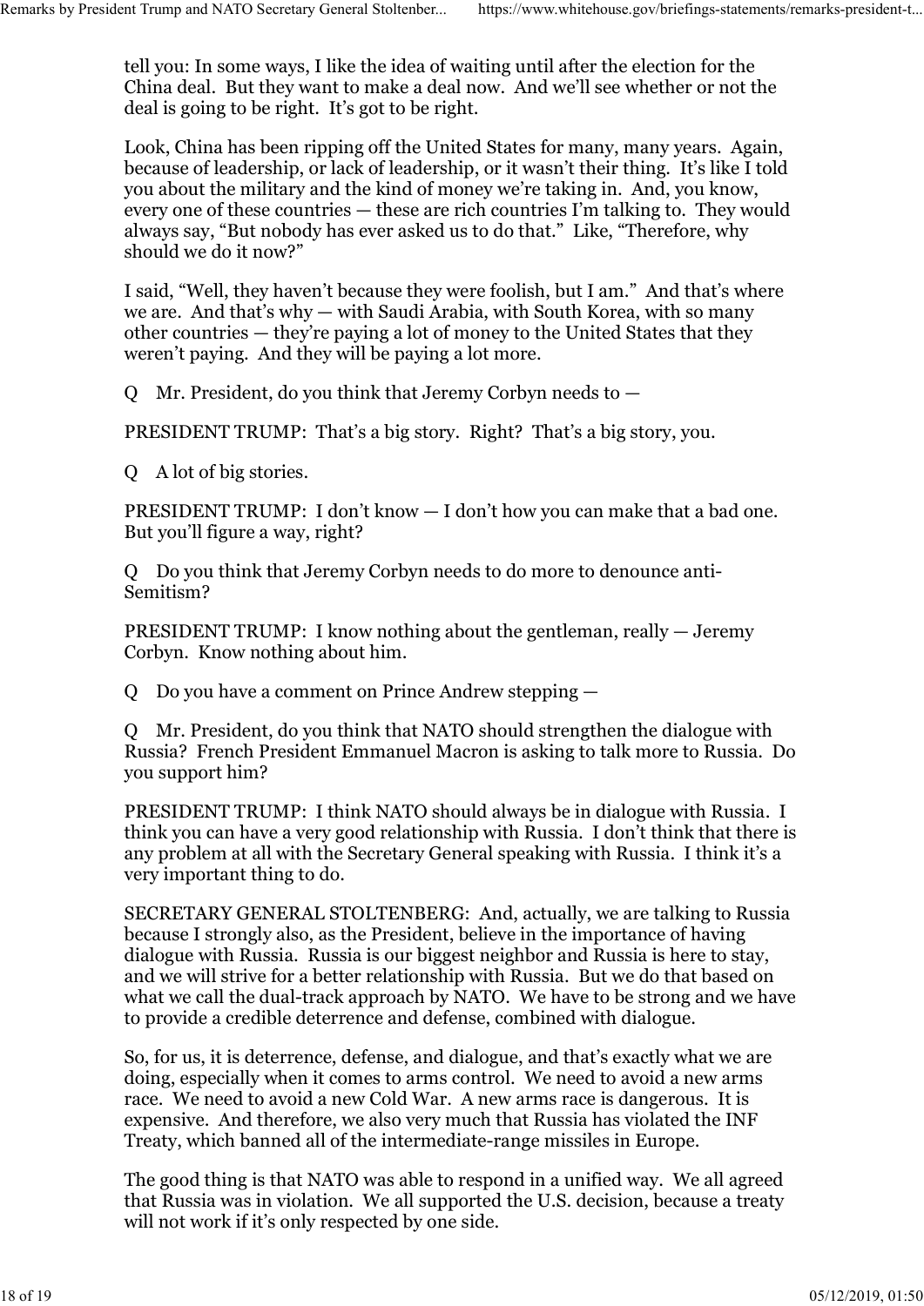tell you: In some ways, I like the idea of waiting until after the election for the China deal. But they want to make a deal now. And we'll see whether or not the deal is going to be right. It's got to be right.

Look, China has been ripping off the United States for many, many years. Again, because of leadership, or lack of leadership, or it wasn't their thing. It's like I told you about the military and the kind of money we're taking in. And, you know, every one of these countries — these are rich countries I'm talking to. They would always say, "But nobody has ever asked us to do that." Like, "Therefore, why should we do it now?"

I said, "Well, they haven't because they were foolish, but I am." And that's where we are. And that's why — with Saudi Arabia, with South Korea, with so many other countries — they're paying a lot of money to the United States that they weren't paying. And they will be paying a lot more.

Q Mr. President, do you think that Jeremy Corbyn needs to —

PRESIDENT TRUMP: That's a big story. Right? That's a big story, you.

Q A lot of big stories.

PRESIDENT TRUMP: I don't know — I don't how you can make that a bad one. But you'll figure a way, right?

Q Do you think that Jeremy Corbyn needs to do more to denounce anti-Semitism?

PRESIDENT TRUMP: I know nothing about the gentleman, really — Jeremy Corbyn. Know nothing about him.

Q Do you have a comment on Prince Andrew stepping —

Q Mr. President, do you think that NATO should strengthen the dialogue with Russia? French President Emmanuel Macron is asking to talk more to Russia. Do you support him?

PRESIDENT TRUMP: I think NATO should always be in dialogue with Russia. I think you can have a very good relationship with Russia. I don't think that there is any problem at all with the Secretary General speaking with Russia. I think it's a very important thing to do.

SECRETARY GENERAL STOLTENBERG: And, actually, we are talking to Russia because I strongly also, as the President, believe in the importance of having dialogue with Russia. Russia is our biggest neighbor and Russia is here to stay, and we will strive for a better relationship with Russia. But we do that based on what we call the dual-track approach by NATO. We have to be strong and we have to provide a credible deterrence and defense, combined with dialogue.

So, for us, it is deterrence, defense, and dialogue, and that's exactly what we are doing, especially when it comes to arms control. We need to avoid a new arms race. We need to avoid a new Cold War. A new arms race is dangerous. It is expensive. And therefore, we also very much that Russia has violated the INF Treaty, which banned all of the intermediate-range missiles in Europe.

The good thing is that NATO was able to respond in a unified way. We all agreed that Russia was in violation. We all supported the U.S. decision, because a treaty will not work if it's only respected by one side.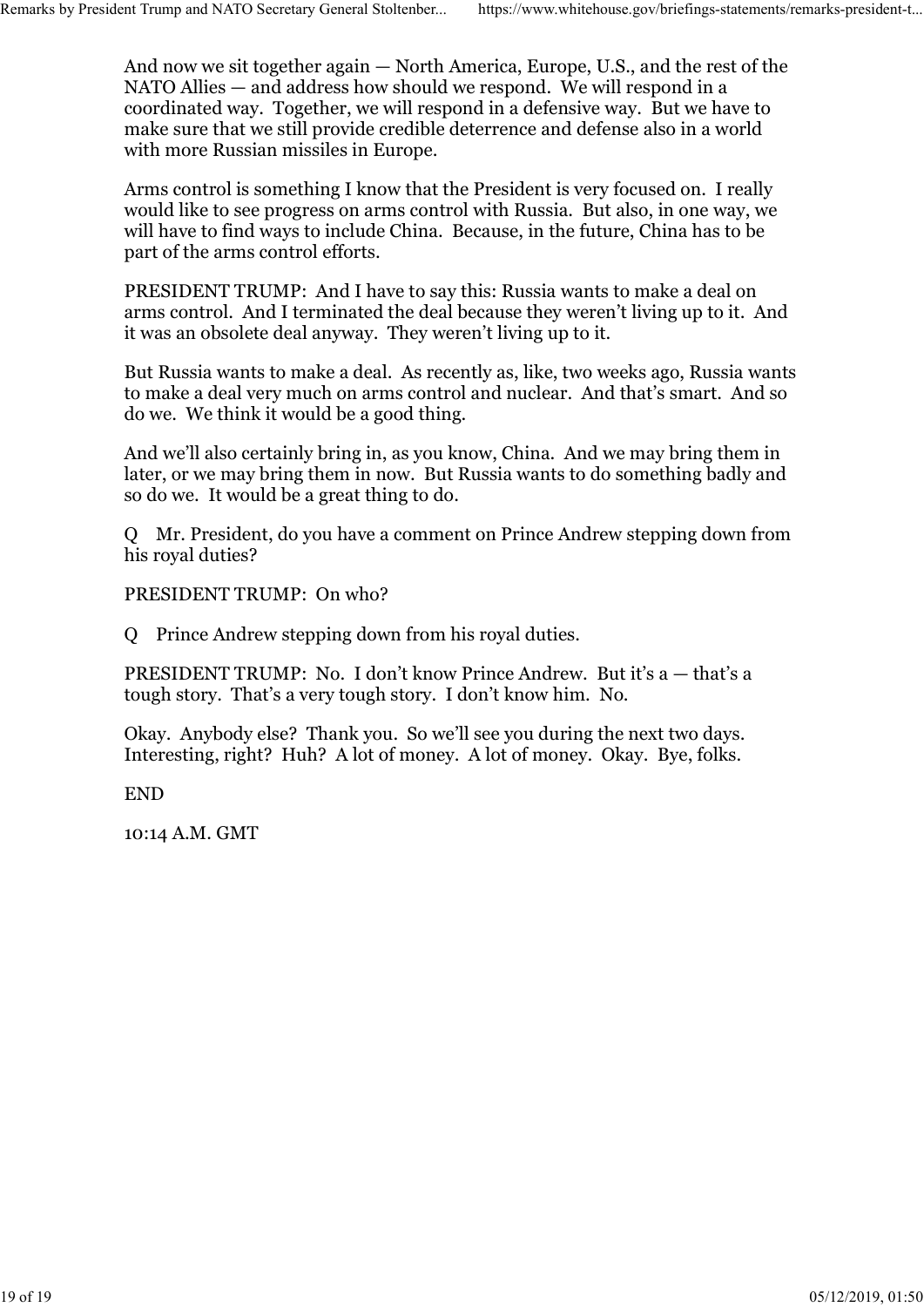And now we sit together again — North America, Europe, U.S., and the rest of the NATO Allies — and address how should we respond. We will respond in a coordinated way. Together, we will respond in a defensive way. But we have to make sure that we still provide credible deterrence and defense also in a world with more Russian missiles in Europe.

Arms control is something I know that the President is very focused on. I really would like to see progress on arms control with Russia. But also, in one way, we will have to find ways to include China. Because, in the future, China has to be part of the arms control efforts.

PRESIDENT TRUMP: And I have to say this: Russia wants to make a deal on arms control. And I terminated the deal because they weren't living up to it. And it was an obsolete deal anyway. They weren't living up to it.

But Russia wants to make a deal. As recently as, like, two weeks ago, Russia wants to make a deal very much on arms control and nuclear. And that's smart. And so do we. We think it would be a good thing.

And we'll also certainly bring in, as you know, China. And we may bring them in later, or we may bring them in now. But Russia wants to do something badly and so do we. It would be a great thing to do.

Q Mr. President, do you have a comment on Prince Andrew stepping down from his royal duties?

PRESIDENT TRUMP: On who?

Q Prince Andrew stepping down from his royal duties.

PRESIDENT TRUMP: No. I don't know Prince Andrew. But it's a — that's a tough story. That's a very tough story. I don't know him. No.

Okay. Anybody else? Thank you. So we'll see you during the next two days. Interesting, right? Huh? A lot of money. A lot of money. Okay. Bye, folks.

END

10:14 A.M. GMT